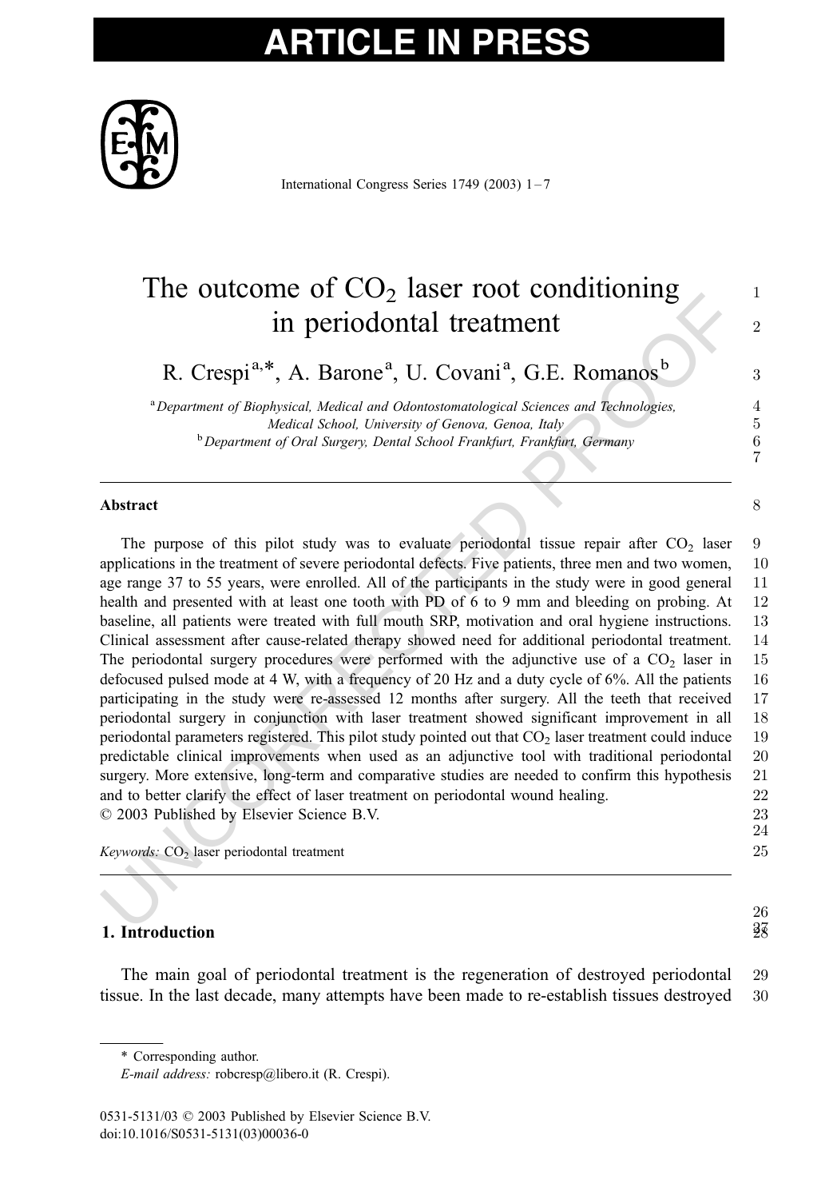# The outcome of $CO_2$ laser root conditioning in periodontal treatment

R. Crespi[a,*], A. Barone[a], U. Covani[a], G.E. Romanos[b]

[a] *Department of Biophysical, Medical and Odontostomatological Sciences and Technologies, Medical School, University of Genova, Genoa, Italy*

[b] *Department of Oral Surgery, Dental School Frankfurt, Frankfurt, Germany*

## Abstract

The purpose of this pilot study was to evaluate periodontal tissue repair after $CO_2$ laser applications in the treatment of severe periodontal defects. Five patients, three men and two women, age range 37 to 55 years, were enrolled. All of the participants in the study were in good general health and presented with at least one tooth with PD of 6 to 9 mm and bleeding on probing. At baseline, all patients were treated with full mouth SRP, motivation and oral hygiene instructions. Clinical assessment after cause-related therapy showed need for additional periodontal treatment. The periodontal surgery procedures were performed with the adjunctive use of a $CO_2$ laser in defocused pulsed mode at 4 W, with a frequency of 20 Hz and a duty cycle of 6%. All the patients participating in the study were re-assessed 12 months after surgery. All the teeth that received periodontal surgery in conjunction with laser treatment showed significant improvement in all periodontal parameters registered. This pilot study pointed out that $CO_2$ laser treatment could induce predictable clinical improvements when used as an adjunctive tool with traditional periodontal surgery. More extensive, long-term and comparative studies are needed to confirm this hypothesis and to better clarify the effect of laser treatment on periodontal wound healing.

© 2003 Published by Elsevier Science B.V.

*Keywords:* $CO_2$ laser periodontal treatment

## 1. Introduction

The main goal of periodontal treatment is the regeneration of destroyed periodontal tissue. In the last decade, many attempts have been made to re-establish tissues destroyed

---

\* Corresponding author.

*E-mail address:* robcresp@libero.it (R. Crespi).

0531-5131/03 © 2003 Published by Elsevier Science B.V.
doi:10.1016/S0531-5131(03)00036-0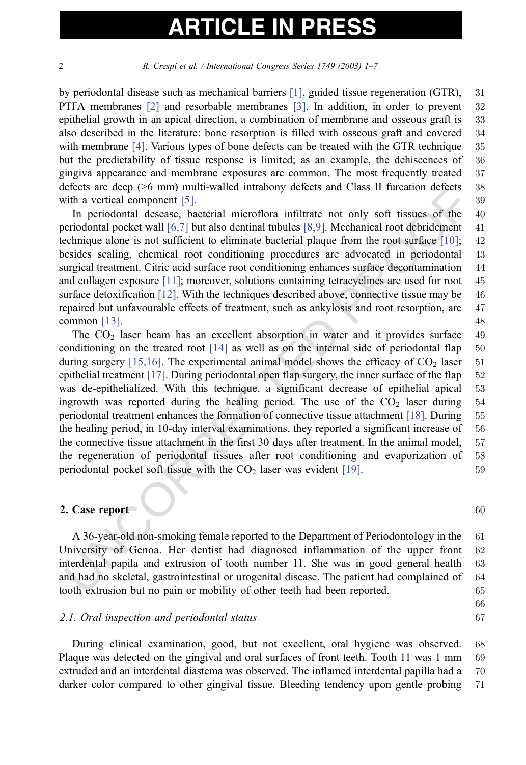by periodontal disease such as mechanical barriers [1], guided tissue regeneration (GTR), PTFA membranes [2] and resorbable membranes [3]. In addition, in order to prevent epithelial growth in an apical direction, a combination of membrane and osseous graft is also described in the literature: bone resorption is filled with osseous graft and covered with membrane [4]. Various types of bone defects can be treated with the GTR technique but the predictability of tissue response is limited; as an example, the dehiscences of gingiva appearance and membrane exposures are common. The most frequently treated defects are deep (>6 mm) multi-walled intrabony defects and Class II furcation defects with a vertical component [5].

In periodontal desease, bacterial microflora infiltrate not only soft tissues of the periodontal pocket wall [6,7] but also dentinal tubules [8,9]. Mechanical root debridement technique alone is not sufficient to eliminate bacterial plaque from the root surface [10]; besides scaling, chemical root conditioning procedures are advocated in periodontal surgical treatment. Citric acid surface root conditioning enhances surface decontamination and collagen exposure [11]; moreover, solutions containing tetracyclines are used for root surface detoxification [12]. With the techniques described above, connective tissue may be repaired but unfavourable effects of treatment, such as ankylosis and root resorption, are common [13].

The $CO_2$ laser beam has an excellent absorption in water and it provides surface conditioning on the treated root [14] as well as on the internal side of periodontal flap during surgery [15,16]. The experimental animal model shows the efficacy of $CO_2$ laser epithelial treatment [17]. During periodontal open flap surgery, the inner surface of the flap was de-epithelialized. With this technique, a significant decrease of epithelial apical ingrowth was reported during the healing period. The use of the $CO_2$ laser during periodontal treatment enhances the formation of connective tissue attachment [18]. During the healing period, in 10-day interval examinations, they reported a significant increase of the connective tissue attachment in the first 30 days after treatment. In the animal model, the regeneration of periodontal tissues after root conditioning and evaporization of periodontal pocket soft tissue with the $CO_2$ laser was evident [19].

## 2. Case report

A 36-year-old non-smoking female reported to the Department of Periodontology in the University of Genoa. Her dentist had diagnosed inflammation of the upper front interdental papila and extrusion of tooth number 11. She was in good general health and had no skeletal, gastrointestinal or urogenital disease. The patient had complained of tooth extrusion but no pain or mobility of other teeth had been reported.

### 2.1. Oral inspection and periodontal status

During clinical examination, good, but not excellent, oral hygiene was observed. Plaque was detected on the gingival and oral surfaces of front teeth. Tooth 11 was 1 mm extruded and an interdental diastema was observed. The inflamed interdental papilla had a darker color compared to other gingival tissue. Bleeding tendency upon gentle probing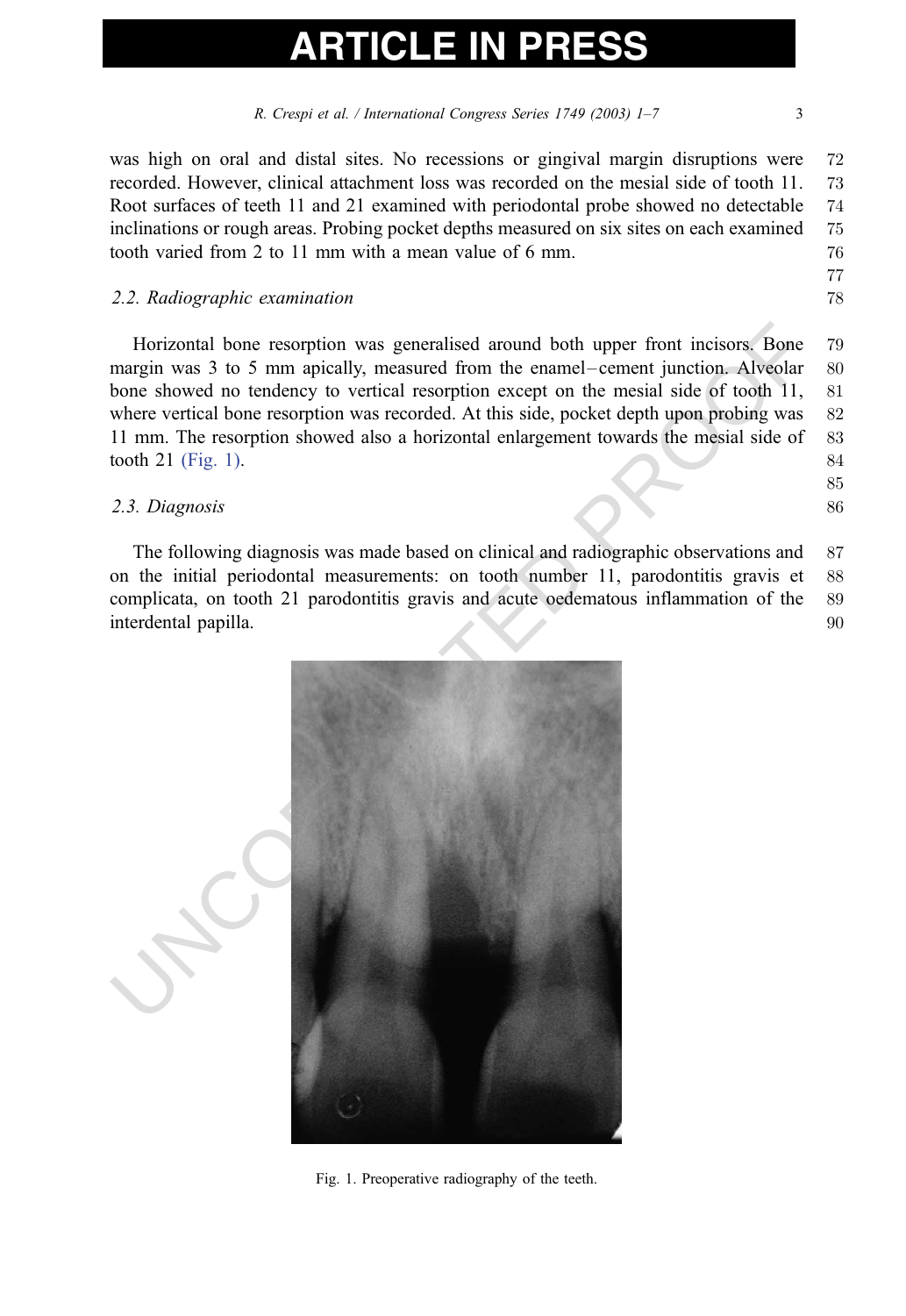was high on oral and distal sites. No recessions or gingival margin disruptions were recorded. However, clinical attachment loss was recorded on the mesial side of tooth 11. Root surfaces of teeth 11 and 21 examined with periodontal probe showed no detectable inclinations or rough areas. Probing pocket depths measured on six sites on each examined tooth varied from 2 to 11 mm with a mean value of 6 mm.

### 2.2. Radiographic examination

Horizontal bone resorption was generalised around both upper front incisors. Bone margin was 3 to 5 mm apically, measured from the enamel–cement junction. Alveolar bone showed no tendency to vertical resorption except on the mesial side of tooth 11, where vertical bone resorption was recorded. At this side, pocket depth upon probing was 11 mm. The resorption showed also a horizontal enlargement towards the mesial side of tooth 21 (Fig. 1).

### 2.3. Diagnosis

The following diagnosis was made based on clinical and radiographic observations and on the initial periodontal measurements: on tooth number 11, parodontitis gravis et complicata, on tooth 21 parodontitis gravis and acute oedematous inflammation of the interdental papilla.

Fig. 1. Preoperative radiography of the teeth.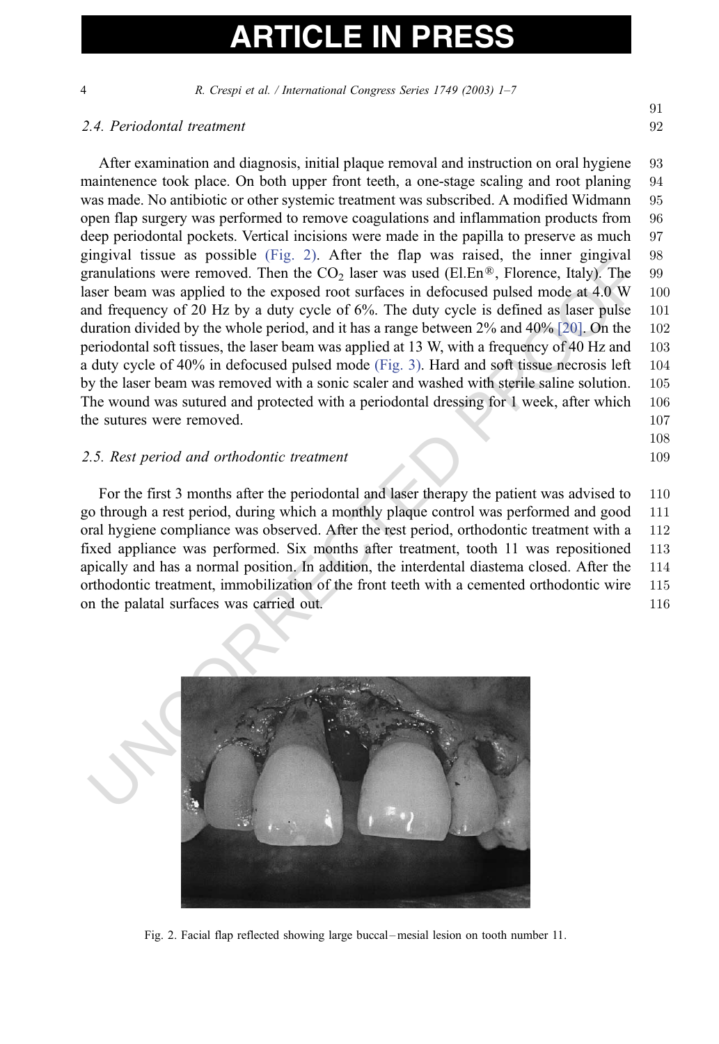### 2.4. Periodontal treatment

After examination and diagnosis, initial plaque removal and instruction on oral hygiene maintenence took place. On both upper front teeth, a one-stage scaling and root planing was made. No antibiotic or other systemic treatment was subscribed. A modified Widmann open flap surgery was performed to remove coagulations and inflammation products from deep periodontal pockets. Vertical incisions were made in the papilla to preserve as much gingival tissue as possible (Fig. 2). After the flap was raised, the inner gingival granulations were removed. Then the $CO_2$ laser was used (El.En®, Florence, Italy). The laser beam was applied to the exposed root surfaces in defocused pulsed mode at 4.0 W and frequency of 20 Hz by a duty cycle of 6%. The duty cycle is defined as laser pulse duration divided by the whole period, and it has a range between 2% and 40% [20]. On the periodontal soft tissues, the laser beam was applied at 13 W, with a frequency of 40 Hz and a duty cycle of 40% in defocused pulsed mode (Fig. 3). Hard and soft tissue necrosis left by the laser beam was removed with a sonic scaler and washed with sterile saline solution. The wound was sutured and protected with a periodontal dressing for 1 week, after which the sutures were removed.

### 2.5. Rest period and orthodontic treatment

For the first 3 months after the periodontal and laser therapy the patient was advised to go through a rest period, during which a monthly plaque control was performed and good oral hygiene compliance was observed. After the rest period, orthodontic treatment with a fixed appliance was performed. Six months after treatment, tooth 11 was repositioned apically and has a normal position. In addition, the interdental diastema closed. After the orthodontic treatment, immobilization of the front teeth with a cemented orthodontic wire on the palatal surfaces was carried out.

Fig. 2. Facial flap reflected showing large buccal–mesial lesion on tooth number 11.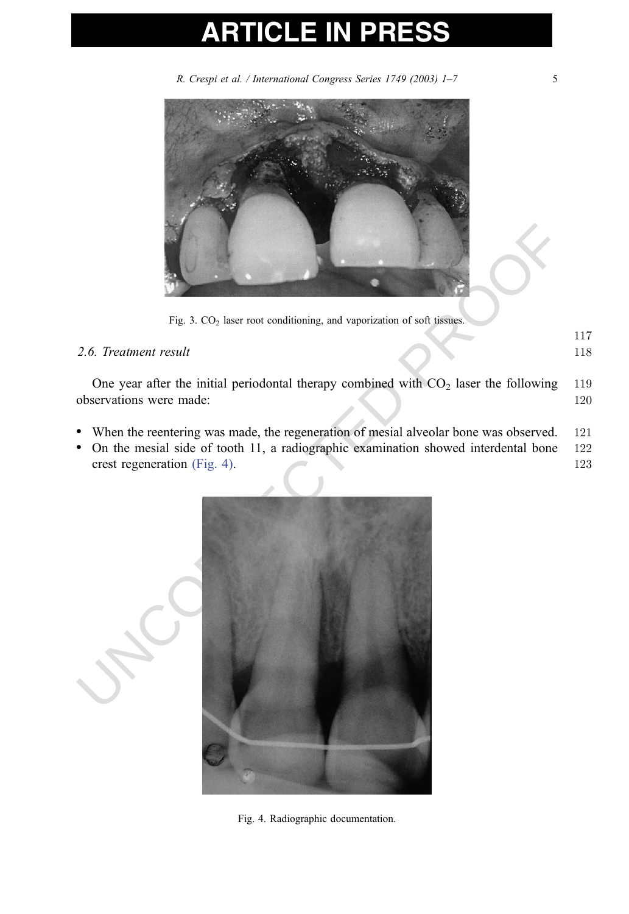Fig. 3. $CO_2$ laser root conditioning, and vaporization of soft tissues.

### 2.6. Treatment result

One year after the initial periodontal therapy combined with $CO_2$ laser the following observations were made:

- When the reentering was made, the regeneration of mesial alveolar bone was observed.
- On the mesial side of tooth 11, a radiographic examination showed interdental bone crest regeneration (Fig. 4).

Fig. 4. Radiographic documentation.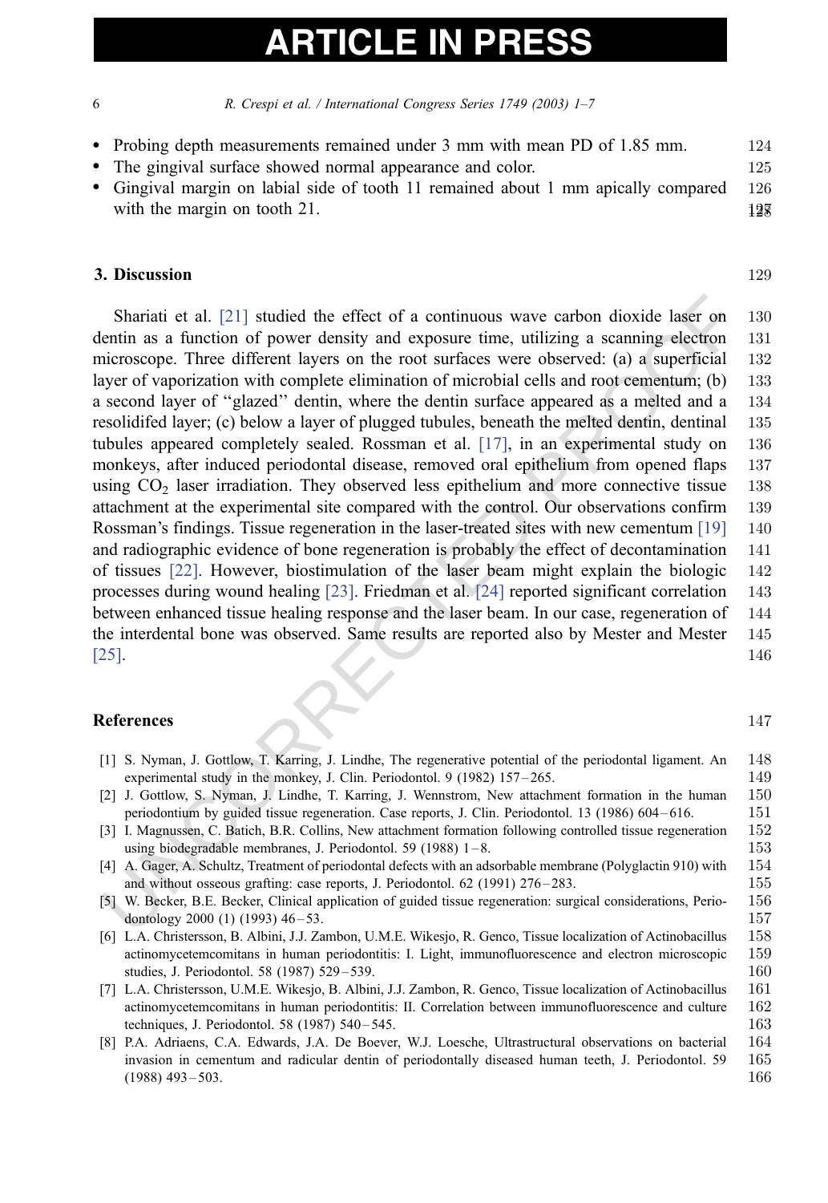- Probing depth measurements remained under 3 mm with mean PD of 1.85 mm.
- The gingival surface showed normal appearance and color.
- Gingival margin on labial side of tooth 11 remained about 1 mm apically compared with the margin on tooth 21.

## 3. Discussion

Shariati et al. [21] studied the effect of a continuous wave carbon dioxide laser on dentin as a function of power density and exposure time, utilizing a scanning electron microscope. Three different layers on the root surfaces were observed: (a) a superficial layer of vaporization with complete elimination of microbial cells and root cementum; (b) a second layer of "glazed" dentin, where the dentin surface appeared as a melted and a resolidifed layer; (c) below a layer of plugged tubules, beneath the melted dentin, dentinal tubules appeared completely sealed. Rossman et al. [17], in an experimental study on monkeys, after induced periodontal disease, removed oral epithelium from opened flaps using $CO_2$ laser irradiation. They observed less epithelium and more connective tissue attachment at the experimental site compared with the control. Our observations confirm Rossman's findings. Tissue regeneration in the laser-treated sites with new cementum [19] and radiographic evidence of bone regeneration is probably the effect of decontamination of tissues [22]. However, biostimulation of the laser beam might explain the biologic processes during wound healing [23]. Friedman et al. [24] reported significant correlation between enhanced tissue healing response and the laser beam. In our case, regeneration of the interdental bone was observed. Same results are reported also by Mester and Mester [25].

## References

[1] S. Nyman, J. Gottlow, T. Karring, J. Lindhe, The regenerative potential of the periodontal ligament. An experimental study in the monkey, J. Clin. Periodontol. 9 (1982) 157–265.

[2] J. Gottlow, S. Nyman, J. Lindhe, T. Karring, J. Wennstrom, New attachment formation in the human periodontium by guided tissue regeneration. Case reports, J. Clin. Periodontol. 13 (1986) 604–616.

[3] I. Magnussen, C. Batich, B.R. Collins, New attachment formation following controlled tissue regeneration using biodegradable membranes, J. Periodontol. 59 (1988) 1–8.

[4] A. Gager, A. Schultz, Treatment of periodontal defects with an adsorbable membrane (Polyglactin 910) with and without osseous grafting: case reports, J. Periodontol. 62 (1991) 276–283.

[5] W. Becker, B.E. Becker, Clinical application of guided tissue regeneration: surgical considerations, Periodontology 2000 (1) (1993) 46–53.

[6] L.A. Christersson, B. Albini, J.J. Zambon, U.M.E. Wikesjo, R. Genco, Tissue localization of Actinobacillus actinomycetemcomitans in human periodontitis: I. Light, immunofluorescence and electron microscopic studies, J. Periodontol. 58 (1987) 529–539.

[7] L.A. Christersson, U.M.E. Wikesjo, B. Albini, J.J. Zambon, R. Genco, Tissue localization of Actinobacillus actinomycetemcomitans in human periodontitis: II. Correlation between immunofluorescence and culture techniques, J. Periodontol. 58 (1987) 540–545.

[8] P.A. Adriaens, C.A. Edwards, J.A. De Boever, W.J. Loesche, Ultrastructural observations on bacterial invasion in cementum and radicular dentin of periodontally diseased human teeth, J. Periodontol. 59 (1988) 493–503.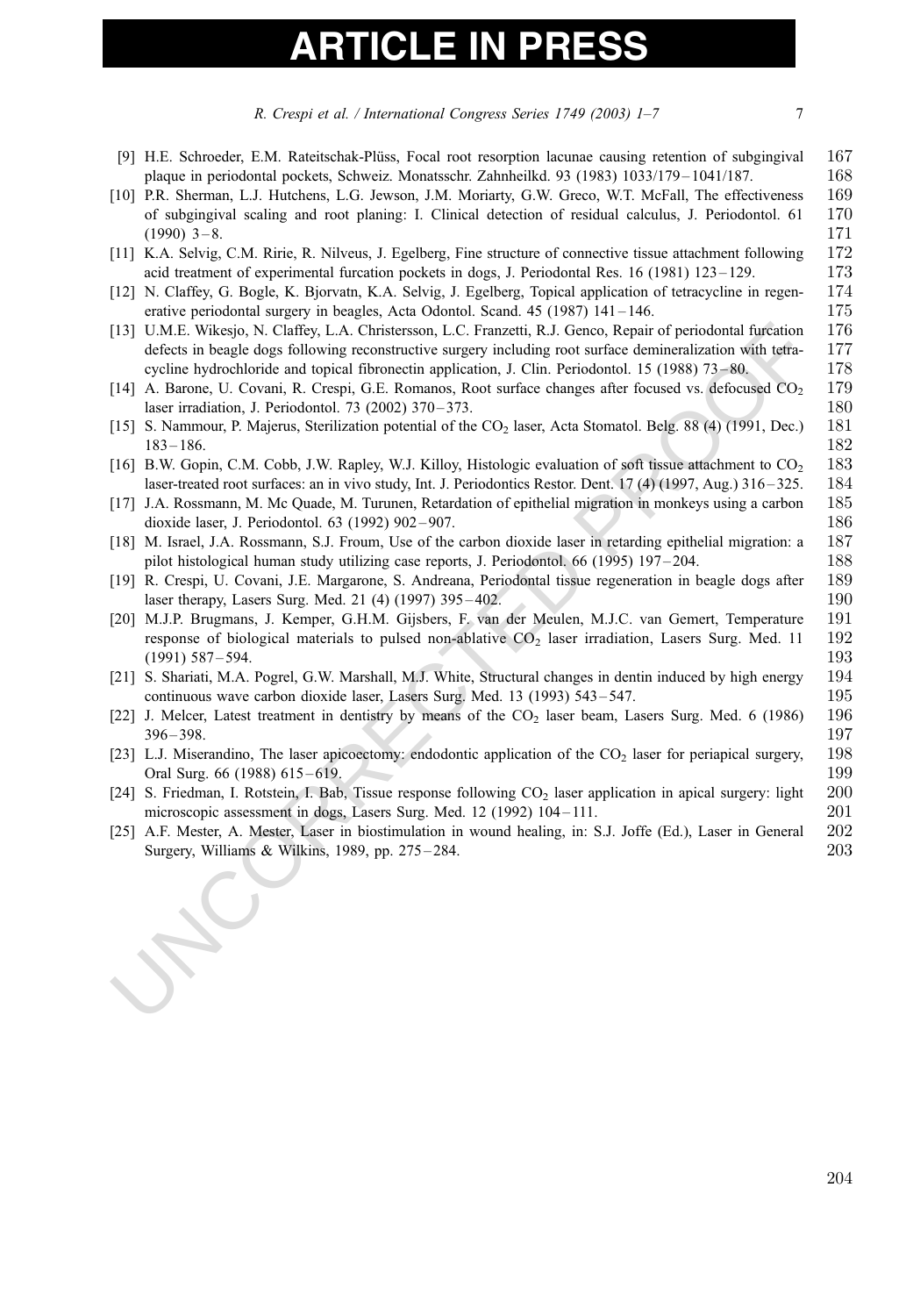[9] H.E. Schroeder, E.M. Rateitschak-Plüss, Focal root resorption lacunae causing retention of subgingival plaque in periodontal pockets, Schweiz. Monatsschr. Zahnheilkd. 93 (1983) 1033/179–1041/187.

[10] P.R. Sherman, L.J. Hutchens, L.G. Jewson, J.M. Moriarty, G.W. Greco, W.T. McFall, The effectiveness of subgingival scaling and root planing: I. Clinical detection of residual calculus, J. Periodontol. 61 (1990) 3–8.

[11] K.A. Selvig, C.M. Ririe, R. Nilveus, J. Egelberg, Fine structure of connective tissue attachment following acid treatment of experimental furcation pockets in dogs, J. Periodontal Res. 16 (1981) 123–129.

[12] N. Claffey, G. Bogle, K. Bjorvatn, K.A. Selvig, J. Egelberg, Topical application of tetracycline in regenerative periodontal surgery in beagles, Acta Odontol. Scand. 45 (1987) 141–146.

[13] U.M.E. Wikesjo, N. Claffey, L.A. Christersson, L.C. Franzetti, R.J. Genco, Repair of periodontal furcation defects in beagle dogs following reconstructive surgery including root surface demineralization with tetracycline hydrochloride and topical fibronectin application, J. Clin. Periodontol. 15 (1988) 73–80.

[14] A. Barone, U. Covani, R. Crespi, G.E. Romanos, Root surface changes after focused vs. defocused $CO_2$ laser irradiation, J. Periodontol. 73 (2002) 370–373.

[15] S. Nammour, P. Majerus, Sterilization potential of the $CO_2$ laser, Acta Stomatol. Belg. 88 (4) (1991, Dec.) 183–186.

[16] B.W. Gopin, C.M. Cobb, J.W. Rapley, W.J. Killoy, Histologic evaluation of soft tissue attachment to $CO_2$ laser-treated root surfaces: an in vivo study, Int. J. Periodontics Restor. Dent. 17 (4) (1997, Aug.) 316–325.

[17] J.A. Rossmann, M. Mc Quade, M. Turunen, Retardation of epithelial migration in monkeys using a carbon dioxide laser, J. Periodontol. 63 (1992) 902–907.

[18] M. Israel, J.A. Rossmann, S.J. Froum, Use of the carbon dioxide laser in retarding epithelial migration: a pilot histological human study utilizing case reports, J. Periodontol. 66 (1995) 197–204.

[19] R. Crespi, U. Covani, J.E. Margarone, S. Andreana, Periodontal tissue regeneration in beagle dogs after laser therapy, Lasers Surg. Med. 21 (4) (1997) 395–402.

[20] M.J.P. Brugmans, J. Kemper, G.H.M. Gijsbers, F. van der Meulen, M.J.C. van Gemert, Temperature response of biological materials to pulsed non-ablative $CO_2$ laser irradiation, Lasers Surg. Med. 11 (1991) 587–594.

[21] S. Shariati, M.A. Pogrel, G.W. Marshall, M.J. White, Structural changes in dentin induced by high energy continuous wave carbon dioxide laser, Lasers Surg. Med. 13 (1993) 543–547.

[22] J. Melcer, Latest treatment in dentistry by means of the $CO_2$ laser beam, Lasers Surg. Med. 6 (1986) 396–398.

[23] L.J. Miserandino, The laser apicoectomy: endodontic application of the $CO_2$ laser for periapical surgery, Oral Surg. 66 (1988) 615–619.

[24] S. Friedman, I. Rotstein, I. Bab, Tissue response following $CO_2$ laser application in apical surgery: light microscopic assessment in dogs, Lasers Surg. Med. 12 (1992) 104–111.

[25] A.F. Mester, A. Mester, Laser in biostimulation in wound healing, in: S.J. Joffe (Ed.), Laser in General Surgery, Williams & Wilkins, 1989, pp. 275–284.